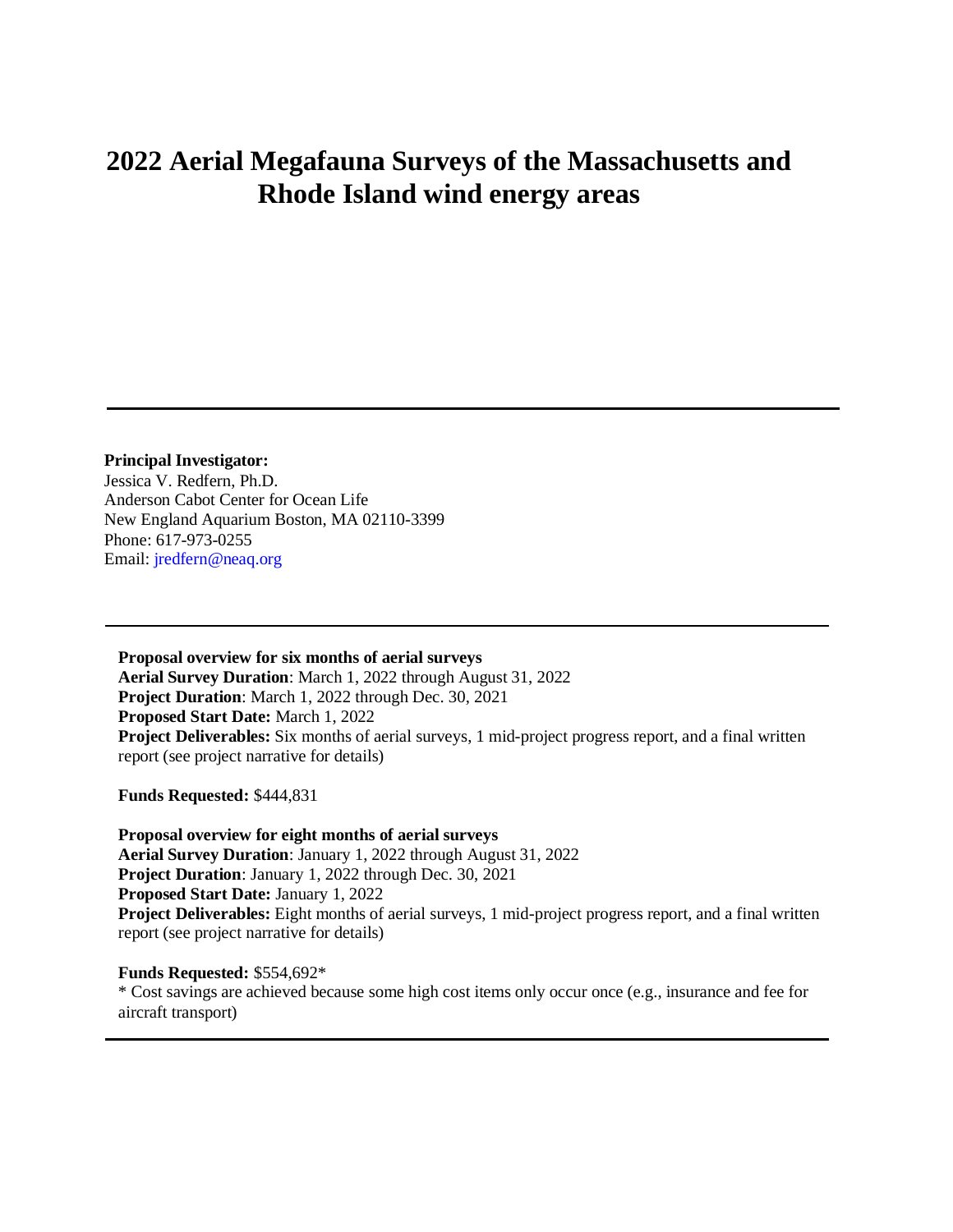# 2022 Aerial Megafauna Surveys of the Massachusetts and Rhode Island wind energy areas

---

**Principal Investigator:**
Jessica V. Redfern, Ph.D.
Anderson Cabot Center for Ocean Life
New England Aquarium Boston, MA 02110-3399
Phone: 617-973-0255
Email: jredfern@neaq.org

---

**Proposal overview for six months of aerial surveys**
**Aerial Survey Duration**: March 1, 2022 through August 31, 2022
**Project Duration**: March 1, 2022 through Dec. 30, 2021
**Proposed Start Date:** March 1, 2022
**Project Deliverables:** Six months of aerial surveys, 1 mid-project progress report, and a final written report (see project narrative for details)

**Funds Requested:** $444,831

**Proposal overview for eight months of aerial surveys**
**Aerial Survey Duration**: January 1, 2022 through August 31, 2022
**Project Duration**: January 1, 2022 through Dec. 30, 2021
**Proposed Start Date:** January 1, 2022
**Project Deliverables:** Eight months of aerial surveys, 1 mid-project progress report, and a final written report (see project narrative for details)

**Funds Requested:** $554,692*
* Cost savings are achieved because some high cost items only occur once (e.g., insurance and fee for aircraft transport)

---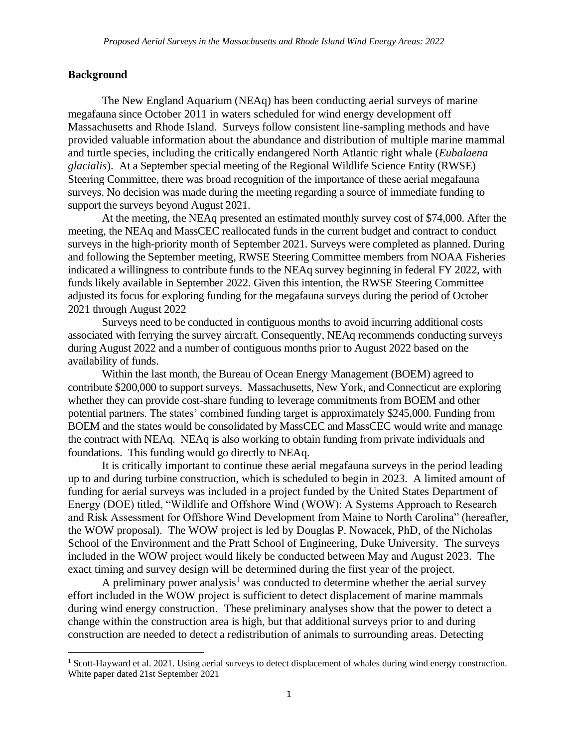## Background

The New England Aquarium (NEAq) has been conducting aerial surveys of marine megafauna since October 2011 in waters scheduled for wind development off Massachusetts and Rhode Island. Surveys follow consistent line-sampling methods and have provided valuable information about the abundance and distribution of multiple marine mammal and turtle species, including the critically endangered North Atlantic right whale (*Eubalaena glacialis*). At a September special meeting of the Regional Wildlife Science Entity (RWSE) Steering Committee, there was broad recognition of the importance of these aerial megafauna surveys. No decision was made during the meeting regarding a source of immediate funding to support the surveys beyond August 2021.

At the meeting, the NEAq presented an estimated monthly survey cost of $74,000. After the meeting, the NEAq and MassCEC reallocated funds in the current budget and contract to conduct surveys in the high-priority month of September 2021. Surveys were completed as planned. During and following the September meeting, RWSE Steering Committee members from NOAA Fisheries indicated a willingness to contribute funds to the NEAq survey beginning in federal FY 2022, with funds likely available in September 2022. Given this intention, the RWSE Steering Committee adjusted its focus for exploring funding for the megafauna surveys during the period of October 2021 through August 2022

Surveys need to be conducted in contiguous months to avoid incurring additional costs associated with ferrying the survey aircraft. Consequently, NEAq recommends conducting surveys during August 2022 and a number of contiguous months prior to August 2022 based on the availability of funds.

Within the last month, the Bureau of Ocean Energy Management (BOEM) agreed to contribute $200,000 to support surveys. Massachusetts, New York, and Connecticut are exploring whether they can provide cost-share funding to leverage commitments from BOEM and other potential partners. The states' combined funding target is approximately $245,000. Funding from BOEM and the states would be consolidated by MassCEC and MassCEC would write and manage the contract with NEAq. NEAq is also working to obtain funding from private individuals and foundations. This funding would go directly to NEAq.

It is critically important to continue these aerial megafauna surveys in the period leading up to and during turbine construction, which is scheduled to begin in 2023. A limited amount of funding for aerial surveys was included in a project funded by the United States Department of Energy (DOE) titled, "Wildlife and Offshore Wind (WOW): A Systems Approach to Research and Risk Assessment for Offshore Wind Development from Maine to North Carolina" (hereafter, the WOW proposal). The WOW project is led by Douglas P. Nowacek, PhD, of the Nicholas School of the Environment and the Pratt School of Engineering, Duke University. The surveys included in the WOW project would likely be conducted between May and August 2023. The exact timing and survey design will be determined during the first year of the project.

A preliminary power analysis[1] was conducted to determine whether the aerial survey effort included in the WOW project is sufficient to detect displacement of marine mammals during wind energy construction. These preliminary analyses show that the power to detect a change within the construction area is high, but that additional surveys prior to and during construction are needed to detect a redistribution of animals to surrounding areas. Detecting

[1] Scott-Hayward et al. 2021. Using aerial surveys to detect displacement of whales during wind energy construction. White paper dated 21st September 2021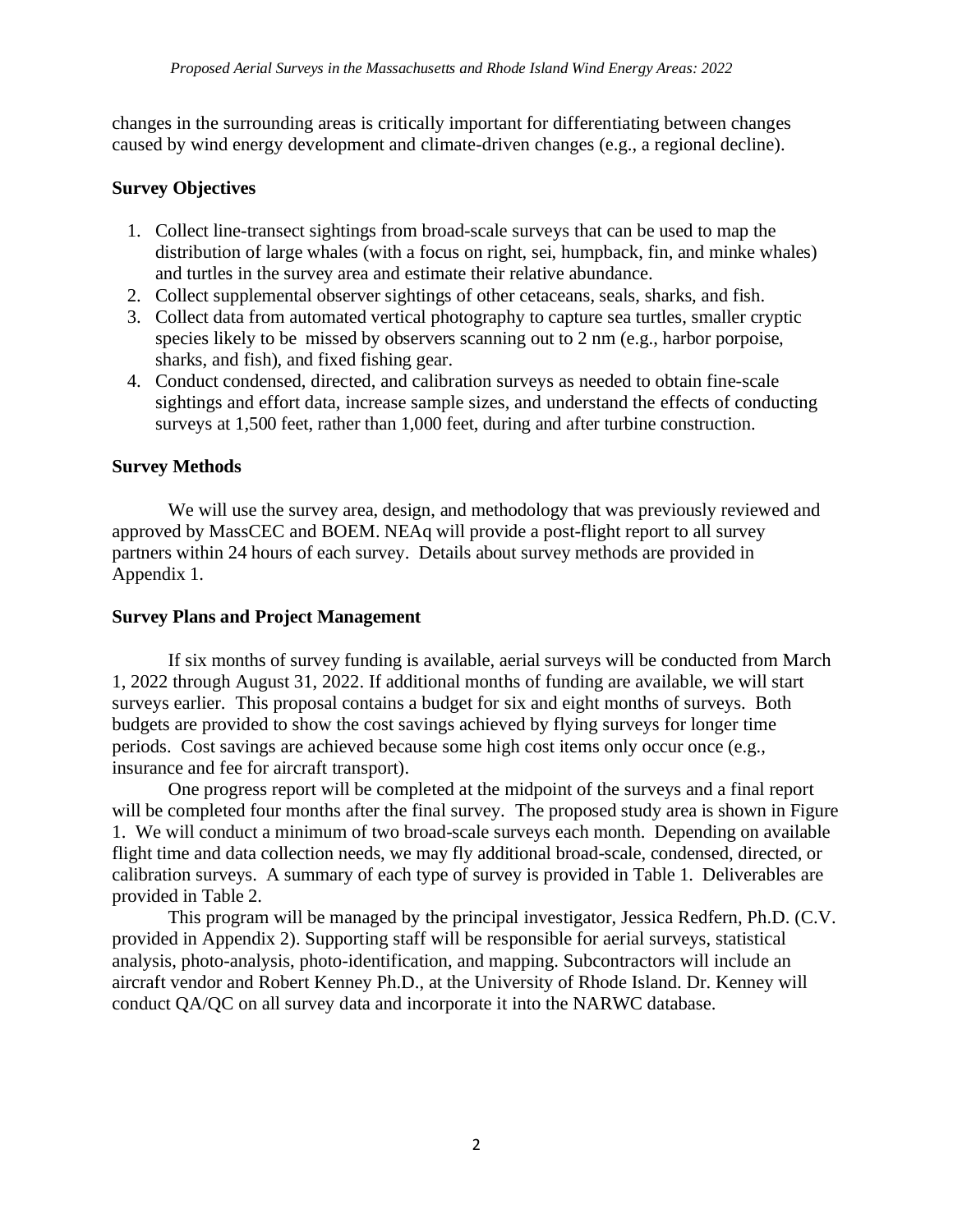changes in the surrounding areas is critically important for differentiating between changes caused by wind energy development and climate-driven changes (e.g., a regional decline).

**Survey Objectives**

1. Collect line-transect sightings from broad-scale surveys that can be used to map the distribution of large whales (with a focus on right, sei, humpback, fin, and minke whales) and turtles in the survey area and estimate their relative abundance.
2. Collect supplemental observer sightings of other cetaceans, seals, sharks, and fish.
3. Collect data from automated vertical photography to capture sea turtles, smaller cryptic species likely to be missed by observers scanning out to 2 nm (e.g., harbor porpoise, sharks, and fish), and fixed fishing gear.
4. Conduct condensed, directed, and calibration surveys as needed to obtain fine-scale sightings and effort data, increase sample sizes, and understand the effects of conducting surveys at 1,500 feet, rather than 1,000 feet, during and after turbine construction.

**Survey Methods**

We will use the survey area, design, and methodology that was previously reviewed and approved by MassCEC and BOEM. NEAq will provide a post-flight report to all survey partners within 24 hours of each survey. Details about survey methods are provided in Appendix 1.

**Survey Plans and Project Management**

If six months of survey funding is available, aerial surveys will be conducted from March 1, 2022 through August 31, 2022. If additional months of funding are available, we will start surveys earlier. This proposal contains a budget for six and eight months of surveys. Both budgets are provided to show the cost savings achieved by flying surveys for longer time periods. Cost savings are achieved because some high cost items only occur once (e.g., insurance and fee for aircraft transport).

One progress report will be completed at the midpoint of the surveys and a final report will be completed four months after the final survey. The proposed study area is shown in Figure 1. We will conduct a minimum of two broad-scale surveys each month. Depending on available flight time and data collection needs, we may fly additional broad-scale, condensed, directed, or calibration surveys. A summary of each type of survey is provided in Table 1. Deliverables are provided in Table 2.

This program will be managed by the principal investigator, Jessica Redfern, Ph.D. (C.V. provided in Appendix 2). Supporting staff will be responsible for aerial surveys, statistical analysis, photo-analysis, photo-identification, and mapping. Subcontractors will include an aircraft vendor and Robert Kenney Ph.D., at the University of Rhode Island. Dr. Kenney will conduct QA/QC on all survey data and incorporate it into the NARWC database.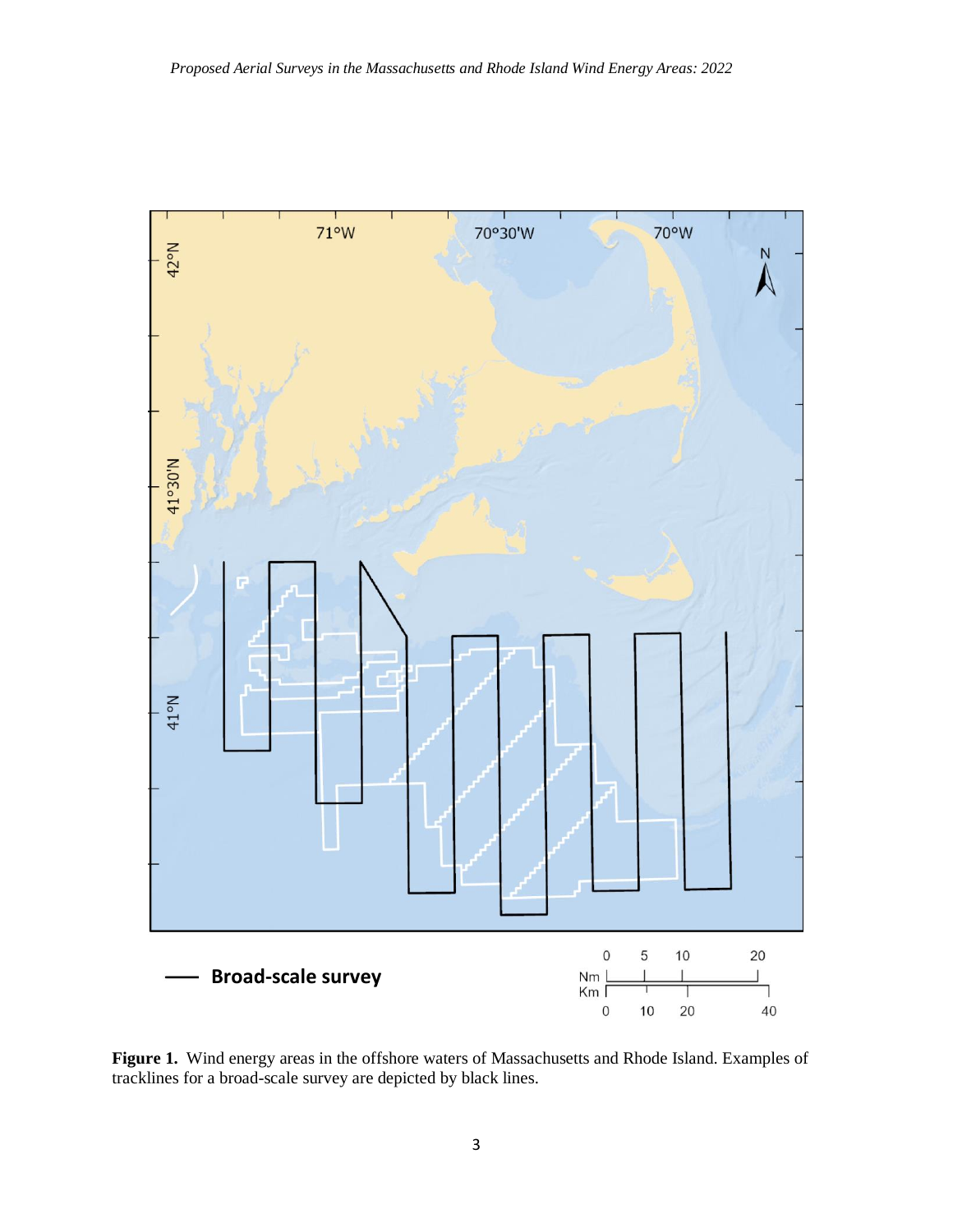**Figure 1.** Wind energy areas in the offshore waters of Massachusetts and Rhode Island. Examples of tracklines for a broad-scale survey are depicted by black lines.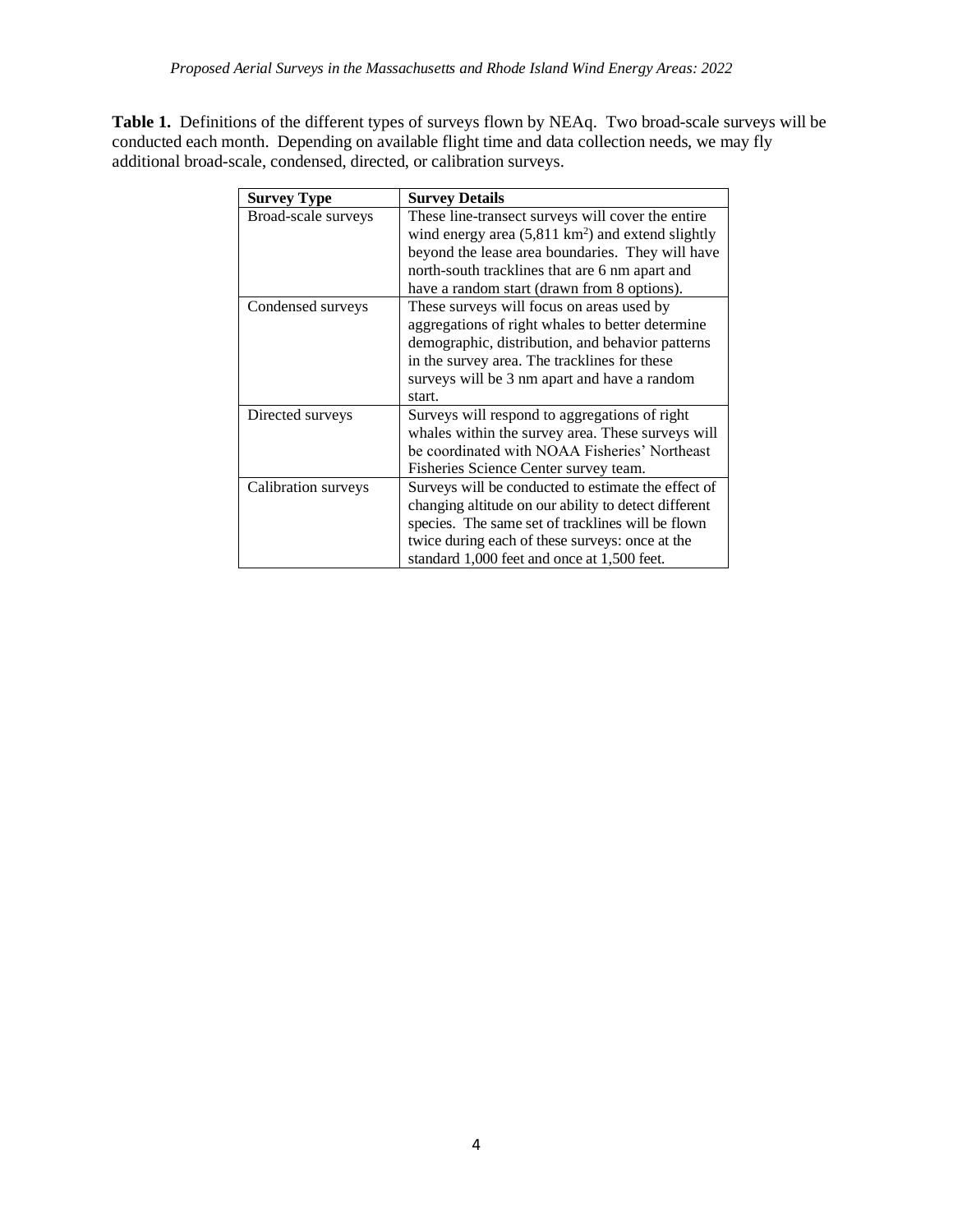**Table 1.** Definitions of the different types of surveys flown by NEAq. Two broad-scale surveys will be conducted each month. Depending on available flight time and data collection needs, we may fly additional broad-scale, condensed, directed, or calibration surveys.

| **Survey Type** | **Survey Details** |
| --- | --- |
| Broad-scale surveys | These line-transect surveys will cover the entire wind energy area (5,811 $km^2$) and extend slightly beyond the lease area boundaries. They will have north-south tracklines that are 6 nm apart and have a random start (drawn from 8 options). |
| Condensed surveys | These surveys will focus on areas used by aggregations of right whales to better determine demographic, distribution, and behavior patterns in the survey area. The tracklines for these surveys will be 3 nm apart and have a random start. |
| Directed surveys | Surveys will respond to aggregations of right whales within the survey area. These surveys will be coordinated with NOAA Fisheries' Northeast Fisheries Science Center survey team. |
| Calibration surveys | Surveys will be conducted to estimate the effect of changing altitude on our ability to detect different species. The same set of tracklines will be flown twice during each of these surveys: once at the standard 1,000 feet and once at 1,500 feet. |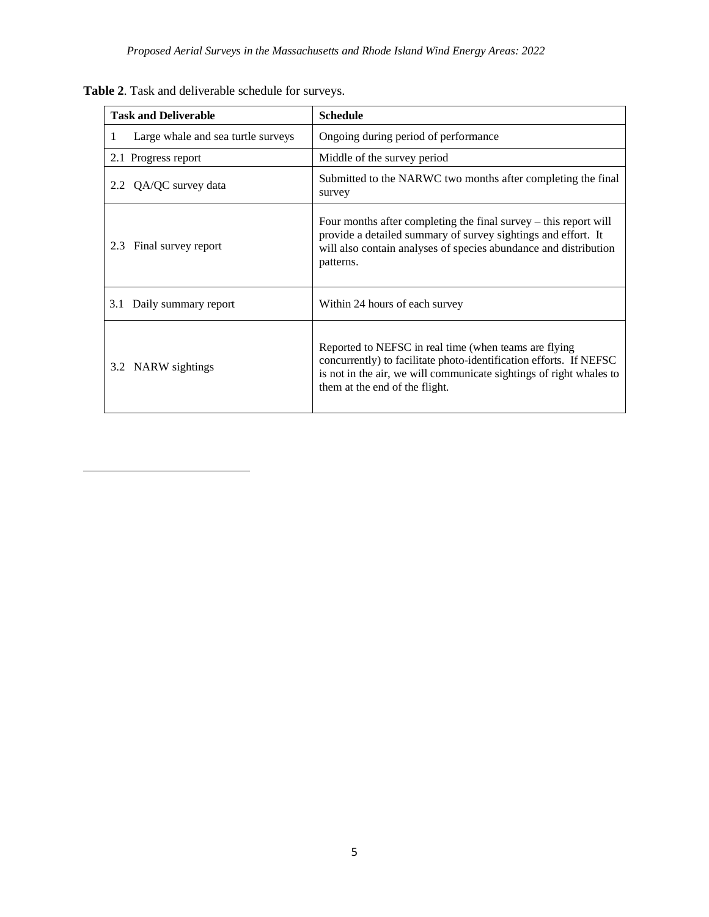**Table 2**. Task and deliverable schedule for surveys.

| Task and Deliverable | Schedule |
|---|---|
| 1 Large whale and sea turtle surveys | Ongoing during period of performance |
| 2.1 Progress report | Middle of the survey period |
| 2.2 QA/QC survey data | Submitted to the NARWC two months after completing the final survey |
| 2.3 Final survey report | Four months after completing the final survey – this report will provide a detailed summary of survey sightings and effort. It will also contain analyses of species abundance and distribution patterns. |
| 3.1 Daily summary report | Within 24 hours of each survey |
| 3.2 NARW sightings | Reported to NEFSC in real time (when teams are flying concurrently) to facilitate photo-identification efforts. If NEFSC is not in the air, we will communicate sightings of right whales to them at the end of the flight. |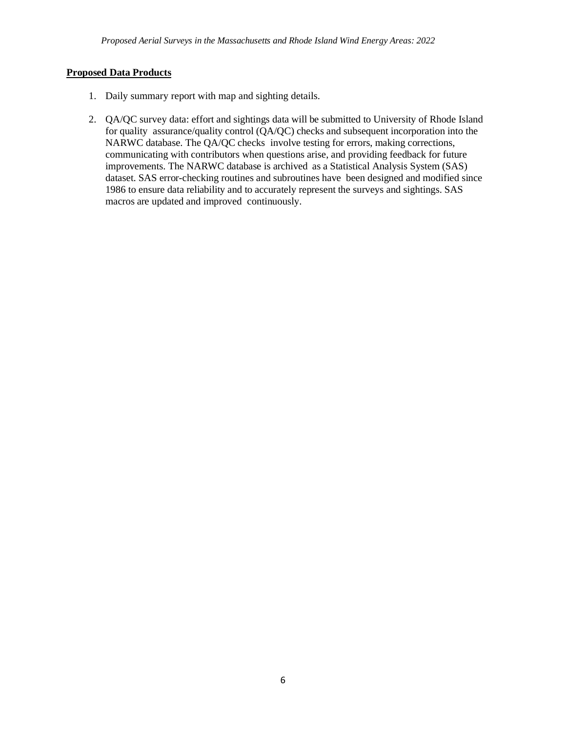**Proposed Data Products**

1. Daily summary report with map and sighting details.

2. QA/QC survey data: effort and sightings data will be submitted to University of Rhode Island for quality assurance/quality control (QA/QC) checks and subsequent incorporation into the NARWC database. The QA/QC checks involve testing for errors, making corrections, communicating with contributors when questions arise, and providing feedback for future improvements. The NARWC database is archived as a Statistical Analysis System (SAS) dataset. SAS error-checking routines and subroutines have been designed and modified since 1986 to ensure data reliability and to accurately represent the surveys and sightings. SAS macros are updated and improved continuously.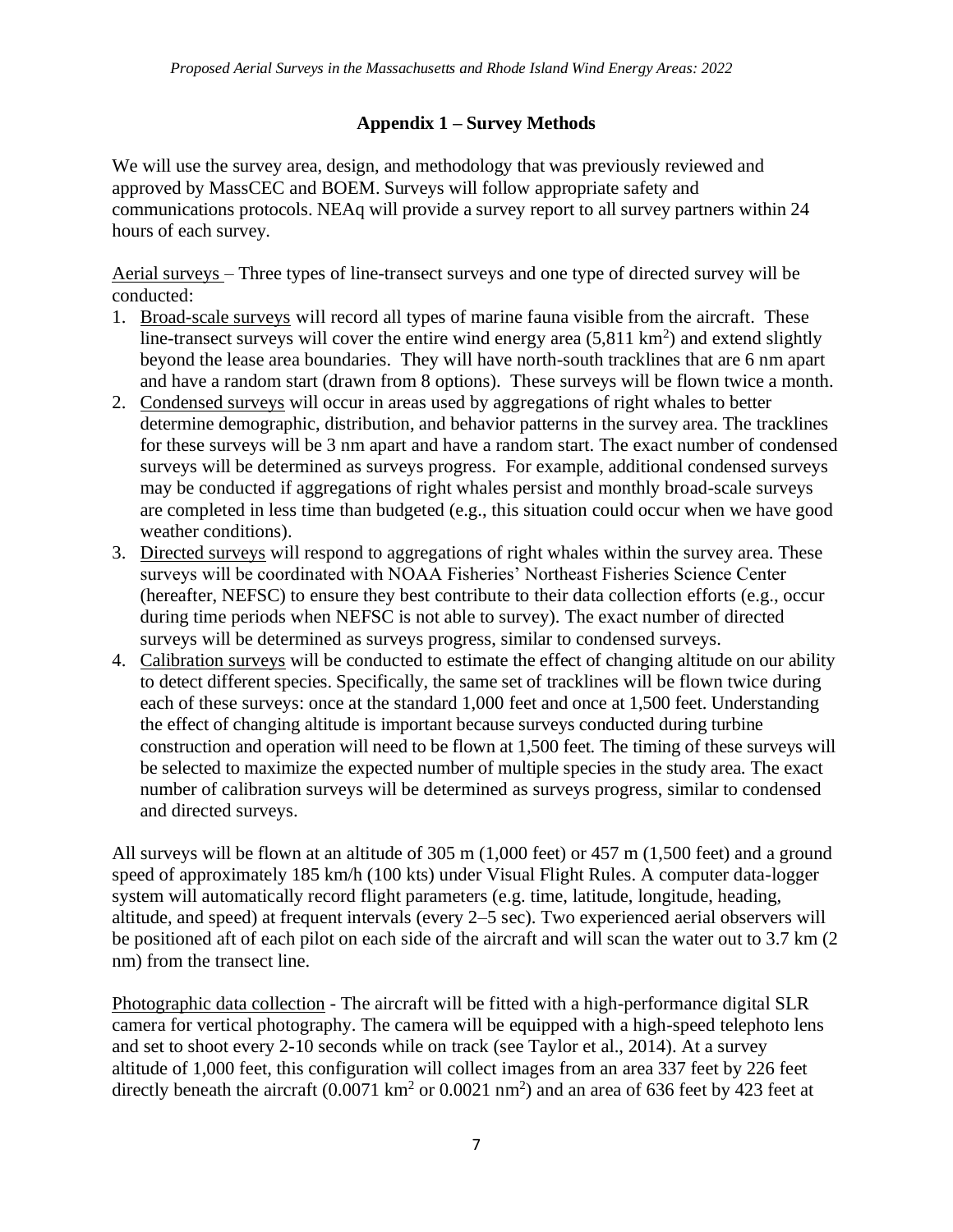## Appendix 1 – Survey Methods

We will use the survey area, design, and methodology that was previously reviewed and approved by MassCEC and BOEM. Surveys will follow appropriate safety and communications protocols. NEAq will provide a survey report to all survey partners within 24 hours of each survey.

Aerial surveys – Three types of line-transect surveys and one type of directed survey will be conducted:

1. Broad-scale surveys will record all types of marine fauna visible from the aircraft. These line-transect surveys will cover the entire wind energy area (5,811 km$^2$) and extend slightly beyond the lease area boundaries. They will have north-south tracklines that are 6 nm apart and have a random start (drawn from 8 options). These surveys will be flown twice a month.
2. Condensed surveys will occur in areas used by aggregations of right whales to better determine demographic, distribution, and behavior patterns in the survey area. The tracklines for these surveys will be 3 nm apart and have a random start. The exact number of condensed surveys will be determined as surveys progress. For example, additional condensed surveys may be conducted if aggregations of right whales persist and monthly broad-scale surveys are completed in less time than budgeted (e.g., this situation could occur when we have good weather conditions).
3. Directed surveys will respond to aggregations of right whales within the survey area. These surveys will be coordinated with NOAA Fisheries' Northeast Fisheries Science Center (hereafter, NEFSC) to ensure they best contribute to their data collection efforts (e.g., occur during time periods when NEFSC is not able to survey). The exact number of directed surveys will be determined as surveys progress, similar to condensed surveys.
4. Calibration surveys will be conducted to estimate the effect of changing altitude on our ability to detect different species. Specifically, the same set of tracklines will be flown twice during each of these surveys: once at the standard 1,000 feet and once at 1,500 feet. Understanding the effect of changing altitude is important because surveys conducted during turbine construction and operation will need to be flown at 1,500 feet. The timing of these surveys will be selected to maximize the expected number of multiple species in the study area. The exact number of calibration surveys will be determined as surveys progress, similar to condensed and directed surveys.

All surveys will be flown at an altitude of 305 m (1,000 feet) or 457 m (1,500 feet) and a ground speed of approximately 185 km/h (100 kts) under Visual Flight Rules. A computer data-logger system will automatically record flight parameters (e.g. time, latitude, longitude, heading, altitude, and speed) at frequent intervals (every 2–5 sec). Two experienced aerial observers will be positioned aft of each pilot on each side of the aircraft and will scan the water out to 3.7 km (2 nm) from the transect line.

Photographic data collection - The aircraft will be fitted with a high-performance digital SLR camera for vertical photography. The camera will be equipped with a high-speed telephoto lens and set to shoot every 2-10 seconds while on track (see Taylor et al., 2014). At a survey altitude of 1,000 feet, this configuration will collect images from an area 337 feet by 226 feet directly beneath the aircraft (0.0071 km$^2$ or 0.0021 nm$^2$) and an area of 636 feet by 423 feet at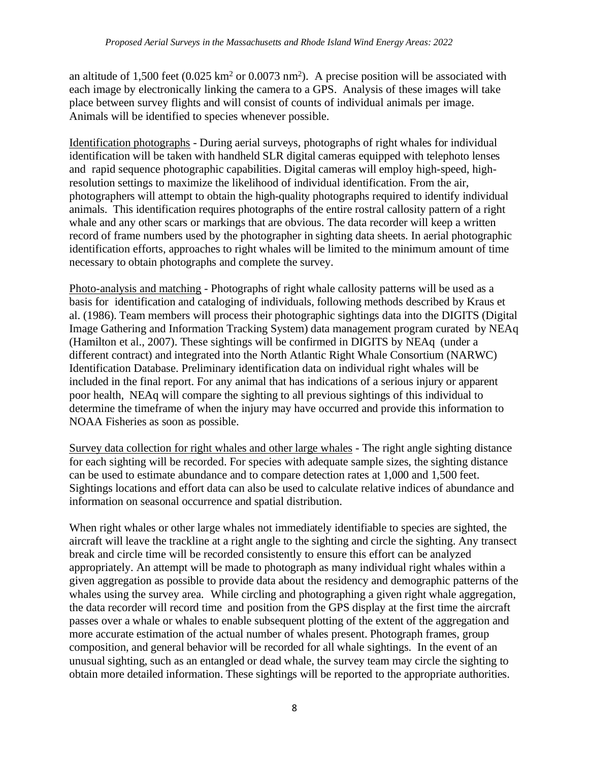an altitude of 1,500 feet (0.025 $km^2$ or 0.0073 $nm^2$). A precise position will be associated with each image by electronically linking the camera to a GPS. Analysis of these images will take place between survey flights and will consist of counts of individual animals per image. Animals will be identified to species whenever possible.

Identification photographs - During aerial surveys, photographs of right whales for individual identification will be taken with handheld SLR digital cameras equipped with telephoto lenses and rapid sequence photographic capabilities. Digital cameras will employ high-speed, high-resolution settings to maximize the likelihood of individual identification. From the air, photographers will attempt to obtain the high-quality photographs required to identify individual animals. This identification requires photographs of the entire rostral callosity pattern of a right whale and any other scars or markings that are obvious. The data recorder will keep a written record of frame numbers used by the photographer in sighting data sheets. In aerial photographic identification efforts, approaches to right whales will be limited to the minimum amount of time necessary to obtain photographs and complete the survey.

Photo-analysis and matching - Photographs of right whale callosity patterns will be used as a basis for identification and cataloging of individuals, following methods described by Kraus et al. (1986). Team members will process their photographic sightings data into the DIGITS (Digital Image Gathering and Information Tracking System) data management program curated by NEAq (Hamilton et al., 2007). These sightings will be confirmed in DIGITS by NEAq (under a different contract) and integrated into the North Atlantic Right Whale Consortium (NARWC) Identification Database. Preliminary identification data on individual right whales will be included in the final report. For any animal that has indications of a serious injury or apparent poor health, NEAq will compare the sighting to all previous sightings of this individual to determine the timeframe of when the injury may have occurred and provide this information to NOAA Fisheries as soon as possible.

Survey data collection for right whales and other large whales - The right angle sighting distance for each sighting will be recorded. For species with adequate sample sizes, the sighting distance can be used to estimate abundance and to compare detection rates at 1,000 and 1,500 feet. Sightings locations and effort data can also be used to calculate relative indices of abundance and information on seasonal occurrence and spatial distribution.

When right whales or other large whales not immediately identifiable to species are sighted, the aircraft will leave the trackline at a right angle to the sighting and circle the sighting. Any transect break and circle time will be recorded consistently to ensure this effort can be analyzed appropriately. An attempt will be made to photograph as many individual right whales within a given aggregation as possible to provide data about the residency and demographic patterns of the whales using the survey area. While circling and photographing a given right whale aggregation, the data recorder will record time and position from the GPS display at the first time the aircraft passes over a whale or whales to enable subsequent plotting of the extent of the aggregation and more accurate estimation of the actual number of whales present. Photograph frames, group composition, and general behavior will be recorded for all whale sightings. In the event of an unusual sighting, such as an entangled or dead whale, the survey team may circle the sighting to obtain more detailed information. These sightings will be reported to the appropriate authorities.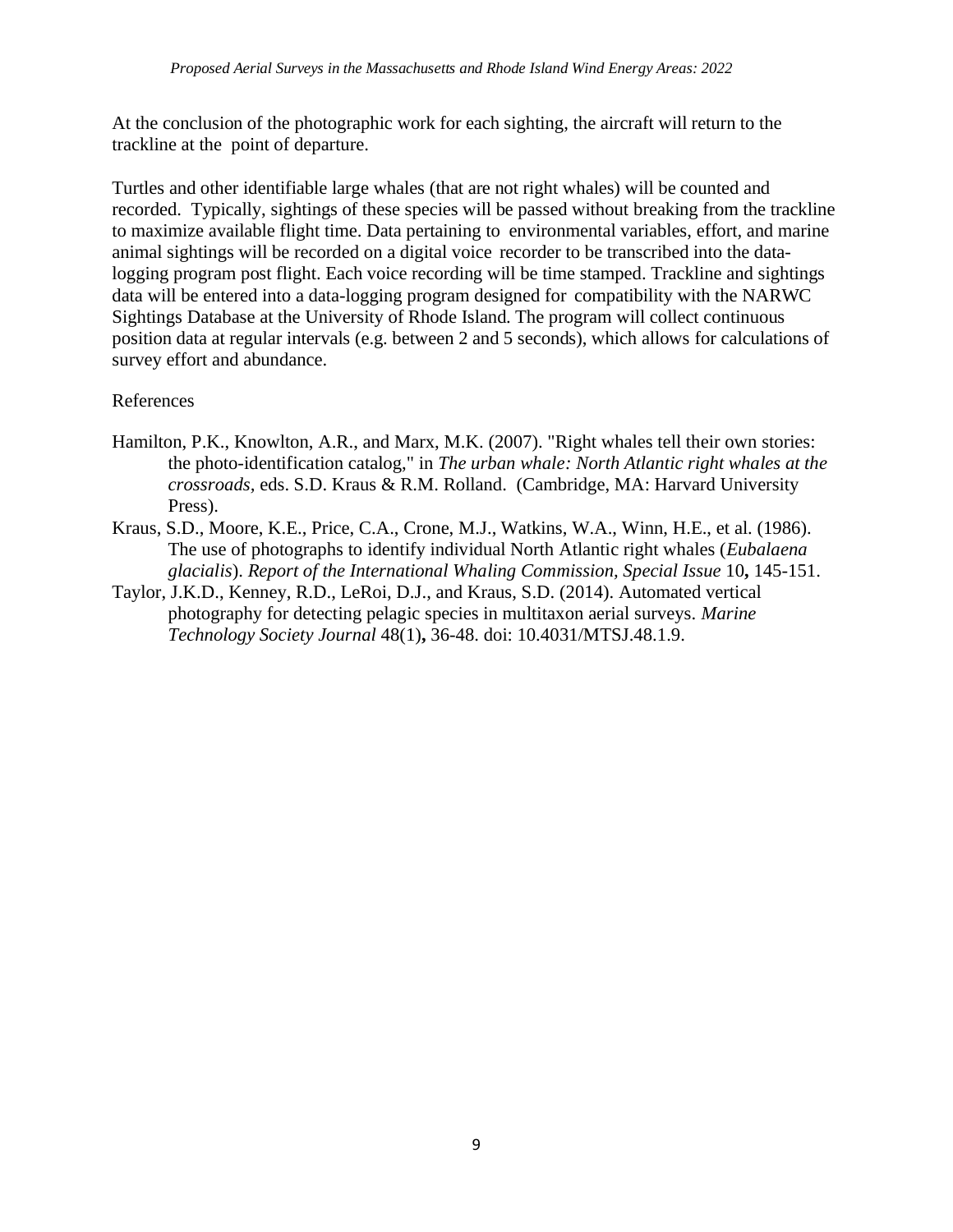At the conclusion of the photographic work for each sighting, the aircraft will return to the trackline at the point of departure.

Turtles and other identifiable large whales (that are not right whales) will be counted and recorded. Typically, sightings of these species will be passed without breaking from the trackline to maximize available flight time. Data pertaining to environmental variables, effort, and marine animal sightings will be recorded on a digital voice recorder to be transcribed into the data-logging program post flight. Each voice recording will be time stamped. Trackline and sightings data will be entered into a data-logging program designed for compatibility with the NARWC Sightings Database at the University of Rhode Island. The program will collect continuous position data at regular intervals (e.g. between 2 and 5 seconds), which allows for calculations of survey effort and abundance.

References

Hamilton, P.K., Knowlton, A.R., and Marx, M.K. (2007). "Right whales tell their own stories: the photo-identification catalog," in *The urban whale: North Atlantic right whales at the crossroads,* eds. S.D. Kraus & R.M. Rolland. (Cambridge, MA: Harvard University Press).

Kraus, S.D., Moore, K.E., Price, C.A., Crone, M.J., Watkins, W.A., Winn, H.E., et al. (1986). The use of photographs to identify individual North Atlantic right whales (*Eubalaena glacialis*). *Report of the International Whaling Commission, Special Issue* 10**,** 145-151.

Taylor, J.K.D., Kenney, R.D., LeRoi, D.J., and Kraus, S.D. (2014). Automated vertical photography for detecting pelagic species in multitaxon aerial surveys. *Marine Technology Society Journal* 48(1)**,** 36-48. doi: 10.4031/MTSJ.48.1.9.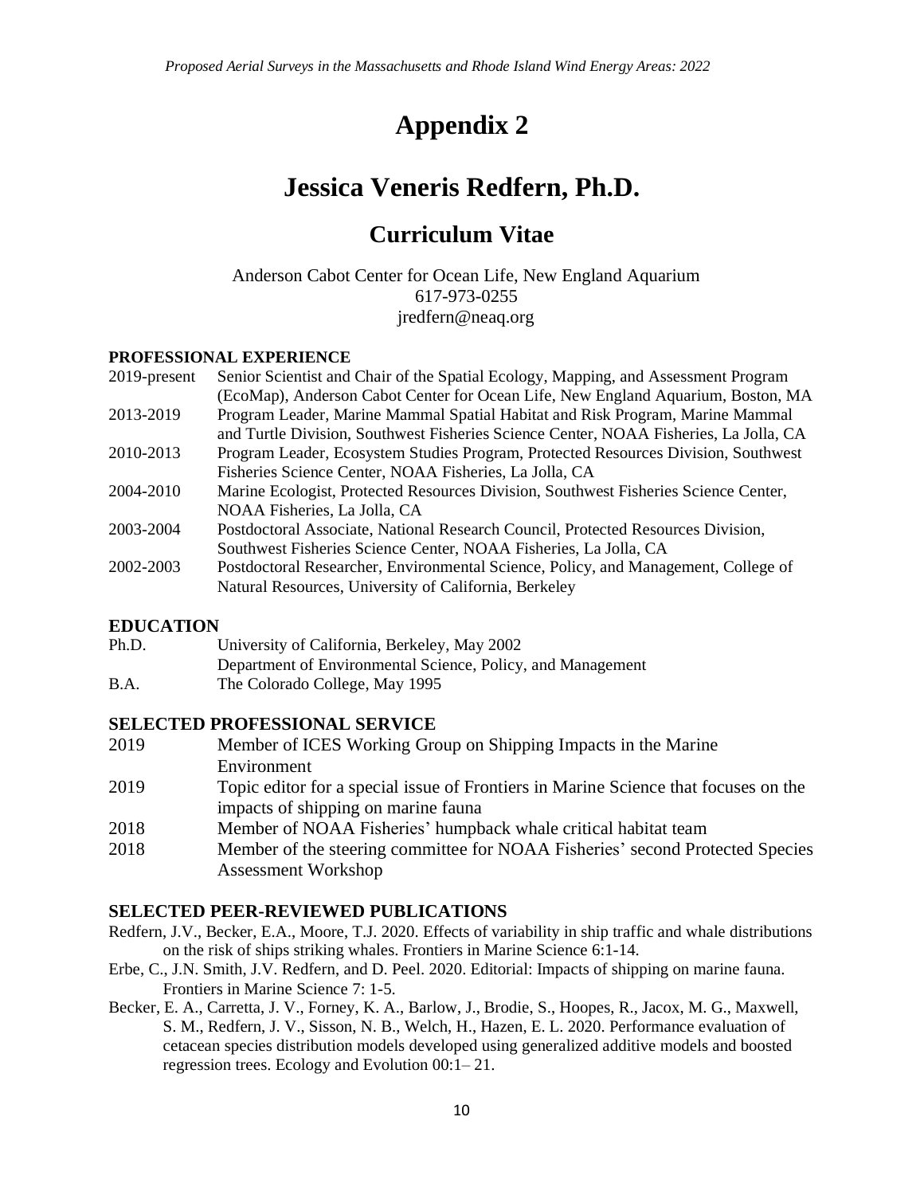# Appendix 2

# Jessica Veneris Redfern, Ph.D.

## Curriculum Vitae

Anderson Cabot Center for Ocean Life, New England Aquarium
617-973-0255
jredfern@neaq.org

### PROFESSIONAL EXPERIENCE

| | |
|---|---|
| 2019-present | Senior Scientist and Chair of the Spatial Ecology, Mapping, and Assessment Program (EcoMap), Anderson Cabot Center for Ocean Life, New England Aquarium, Boston, MA |
| 2013-2019 | Program Leader, Marine Mammal Spatial Habitat and Risk Program, Marine Mammal and Turtle Division, Southwest Fisheries Science Center, NOAA Fisheries, La Jolla, CA |
| 2010-2013 | Program Leader, Ecosystem Studies Program, Protected Resources Division, Southwest Fisheries Science Center, NOAA Fisheries, La Jolla, CA |
| 2004-2010 | Marine Ecologist, Protected Resources Division, Southwest Fisheries Science Center, NOAA Fisheries, La Jolla, CA |
| 2003-2004 | Postdoctoral Associate, National Research Council, Protected Resources Division, Southwest Fisheries Science Center, NOAA Fisheries, La Jolla, CA |
| 2002-2003 | Postdoctoral Researcher, Environmental Science, Policy, and Management, College of Natural Resources, University of California, Berkeley |

### EDUCATION

| | |
|---|---|
| Ph.D. | University of California, Berkeley, May 2002<br>Department of Environmental Science, Policy, and Management |
| B.A. | The Colorado College, May 1995 |

### SELECTED PROFESSIONAL SERVICE

| | |
|---|---|
| 2019 | Member of ICES Working Group on Shipping Impacts in the Marine Environment |
| 2019 | Topic editor for a special issue of Frontiers in Marine Science that focuses on the impacts of shipping on marine fauna |
| 2018 | Member of NOAA Fisheries' humpback whale critical habitat team |
| 2018 | Member of the steering committee for NOAA Fisheries' second Protected Species Assessment Workshop |

### SELECTED PEER-REVIEWED PUBLICATIONS

Redfern, J.V., Becker, E.A., Moore, T.J. 2020. Effects of variability in ship traffic and whale distributions on the risk of ships striking whales. Frontiers in Marine Science 6:1-14.

Erbe, C., J.N. Smith, J.V. Redfern, and D. Peel. 2020. Editorial: Impacts of shipping on marine fauna. Frontiers in Marine Science 7: 1-5.

Becker, E. A., Carretta, J. V., Forney, K. A., Barlow, J., Brodie, S., Hoopes, R., Jacox, M. G., Maxwell, S. M., Redfern, J. V., Sisson, N. B., Welch, H., Hazen, E. L. 2020. Performance evaluation of cetacean species distribution models developed using generalized additive models and boosted regression trees. Ecology and Evolution 00:1– 21.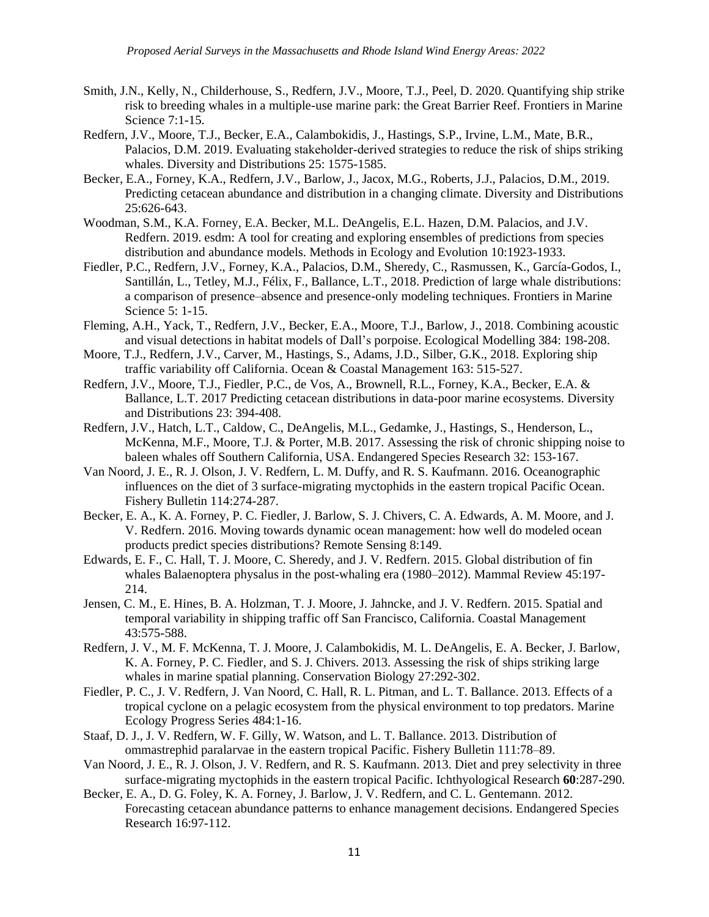Smith, J.N., Kelly, N., Childerhouse, S., Redfern, J.V., Moore, T.J., Peel, D. 2020. Quantifying ship strike risk to breeding whales in a multiple-use marine park: the Great Barrier Reef. Frontiers in Marine Science 7:1-15.

Redfern, J.V., Moore, T.J., Becker, E.A., Calambokidis, J., Hastings, S.P., Irvine, L.M., Mate, B.R., Palacios, D.M. 2019. Evaluating stakeholder-derived strategies to reduce the risk of ships striking whales. Diversity and Distributions 25: 1575-1585.

Becker, E.A., Forney, K.A., Redfern, J.V., Barlow, J., Jacox, M.G., Roberts, J.J., Palacios, D.M., 2019. Predicting cetacean abundance and distribution in a changing climate. Diversity and Distributions 25:626-643.

Woodman, S.M., K.A. Forney, E.A. Becker, M.L. DeAngelis, E.L. Hazen, D.M. Palacios, and J.V. Redfern. 2019. esdm: A tool for creating and exploring ensembles of predictions from species distribution and abundance models. Methods in Ecology and Evolution 10:1923-1933.

Fiedler, P.C., Redfern, J.V., Forney, K.A., Palacios, D.M., Sheredy, C., Rasmussen, K., García-Godos, I., Santillán, L., Tetley, M.J., Félix, F., Ballance, L.T., 2018. Prediction of large whale distributions: a comparison of presence–absence and presence-only modeling techniques. Frontiers in Marine Science 5: 1-15.

Fleming, A.H., Yack, T., Redfern, J.V., Becker, E.A., Moore, T.J., Barlow, J., 2018. Combining acoustic and visual detections in habitat models of Dall's porpoise. Ecological Modelling 384: 198-208.

Moore, T.J., Redfern, J.V., Carver, M., Hastings, S., Adams, J.D., Silber, G.K., 2018. Exploring ship traffic variability off California. Ocean & Coastal Management 163: 515-527.

Redfern, J.V., Moore, T.J., Fiedler, P.C., de Vos, A., Brownell, R.L., Forney, K.A., Becker, E.A. & Ballance, L.T. 2017 Predicting cetacean distributions in data-poor marine ecosystems. Diversity and Distributions 23: 394-408.

Redfern, J.V., Hatch, L.T., Caldow, C., DeAngelis, M.L., Gedamke, J., Hastings, S., Henderson, L., McKenna, M.F., Moore, T.J. & Porter, M.B. 2017. Assessing the risk of chronic shipping noise to baleen whales off Southern California, USA. Endangered Species Research 32: 153-167.

Van Noord, J. E., R. J. Olson, J. V. Redfern, L. M. Duffy, and R. S. Kaufmann. 2016. Oceanographic influences on the diet of 3 surface-migrating myctophids in the eastern tropical Pacific Ocean. Fishery Bulletin 114:274-287.

Becker, E. A., K. A. Forney, P. C. Fiedler, J. Barlow, S. J. Chivers, C. A. Edwards, A. M. Moore, and J. V. Redfern. 2016. Moving towards dynamic ocean management: how well do modeled ocean products predict species distributions? Remote Sensing 8:149.

Edwards, E. F., C. Hall, T. J. Moore, C. Sheredy, and J. V. Redfern. 2015. Global distribution of fin whales Balaenoptera physalus in the post-whaling era (1980–2012). Mammal Review 45:197-214.

Jensen, C. M., E. Hines, B. A. Holzman, T. J. Moore, J. Jahncke, and J. V. Redfern. 2015. Spatial and temporal variability in shipping traffic off San Francisco, California. Coastal Management 43:575-588.

Redfern, J. V., M. F. McKenna, T. J. Moore, J. Calambokidis, M. L. DeAngelis, E. A. Becker, J. Barlow, K. A. Forney, P. C. Fiedler, and S. J. Chivers. 2013. Assessing the risk of ships striking large whales in marine spatial planning. Conservation Biology 27:292-302.

Fiedler, P. C., J. V. Redfern, J. Van Noord, C. Hall, R. L. Pitman, and L. T. Ballance. 2013. Effects of a tropical cyclone on a pelagic ecosystem from the physical environment to top predators. Marine Ecology Progress Series 484:1-16.

Staaf, D. J., J. V. Redfern, W. F. Gilly, W. Watson, and L. T. Ballance. 2013. Distribution of ommastrephid paralarvae in the eastern tropical Pacific. Fishery Bulletin 111:78–89.

Van Noord, J. E., R. J. Olson, J. V. Redfern, and R. S. Kaufmann. 2013. Diet and prey selectivity in three surface-migrating myctophids in the eastern tropical Pacific. Ichthyological Research **60**:287-290.

Becker, E. A., D. G. Foley, K. A. Forney, J. Barlow, J. V. Redfern, and C. L. Gentemann. 2012. Forecasting cetacean abundance patterns to enhance management decisions. Endangered Species Research 16:97-112.